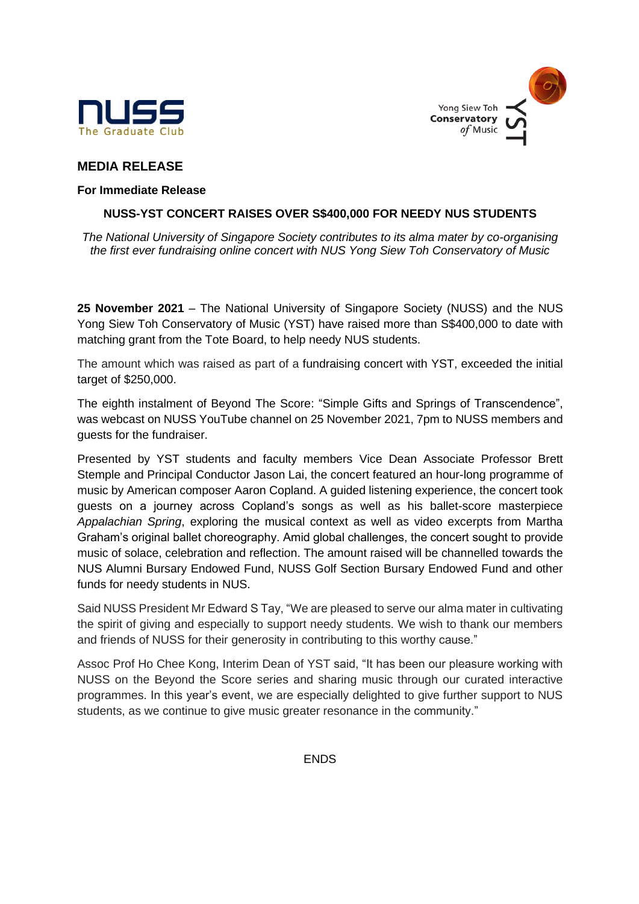**MEDIA RELEASE**

**For Immediate Release**

**NUSS-YST CONCERT RAISES OVER S$400,000 FOR NEEDY NUS STUDENTS**

*The National University of Singapore Society contributes to its alma mater by co-organising the first ever fundraising online concert with NUS Yong Siew Toh Conservatory of Music*

**25 November 2021** – The National University of Singapore Society (NUSS) and the NUS Yong Siew Toh Conservatory of Music (YST) have raised more than S$400,000 to date with matching grant from the Tote Board, to help needy NUS students.

The amount which was raised as part of a fundraising concert with YST, exceeded the initial target of $250,000.

The eighth instalment of Beyond The Score: "Simple Gifts and Springs of Transcendence", was webcast on NUSS YouTube channel on 25 November 2021, 7pm to NUSS members and guests for the fundraiser.

Presented by YST students and faculty members Vice Dean Associate Professor Brett Stemple and Principal Conductor Jason Lai, the concert featured an hour-long programme of music by American composer Aaron Copland. A guided listening experience, the concert took guests on a journey across Copland's songs as well as his ballet-score masterpiece *Appalachian Spring*, exploring the musical context as well as video excerpts from Martha Graham's original ballet choreography. Amid global challenges, the concert sought to provide music of solace, celebration and reflection. The amount raised will be channelled towards the NUS Alumni Bursary Endowed Fund, NUSS Golf Section Bursary Endowed Fund and other funds for needy students in NUS.

Said NUSS President Mr Edward S Tay, "We are pleased to serve our alma mater in cultivating the spirit of giving and especially to support needy students. We wish to thank our members and friends of NUSS for their generosity in contributing to this worthy cause."

Assoc Prof Ho Chee Kong, Interim Dean of YST said, "It has been our pleasure working with NUSS on the Beyond the Score series and sharing music through our curated interactive programmes. In this year's event, we are especially delighted to give further support to NUS students, as we continue to give music greater resonance in the community."

ENDS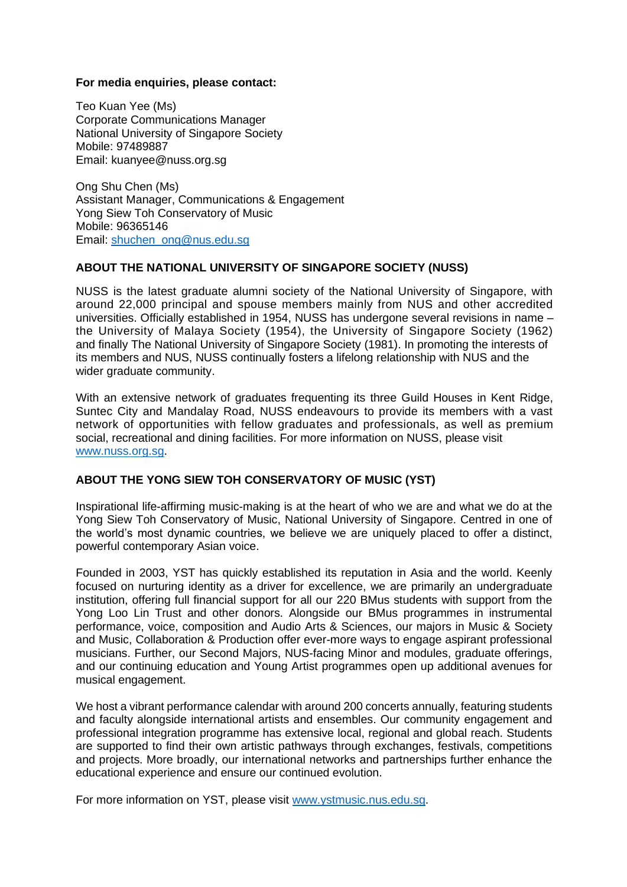**For media enquiries, please contact:**

Teo Kuan Yee (Ms)
Corporate Communications Manager
National University of Singapore Society
Mobile: 97489887
Email: kuanyee@nuss.org.sg

Ong Shu Chen (Ms)
Assistant Manager, Communications & Engagement
Yong Siew Toh Conservatory of Music
Mobile: 96365146
Email: shuchen_ong@nus.edu.sg

**ABOUT THE NATIONAL UNIVERSITY OF SINGAPORE SOCIETY (NUSS)**

NUSS is the latest graduate alumni society of the National University of Singapore, with around 22,000 principal and spouse members mainly from NUS and other accredited universities. Officially established in 1954, NUSS has undergone several revisions in name – the University of Malaya Society (1954), the University of Singapore Society (1962) and finally The National University of Singapore Society (1981). In promoting the interests of its members and NUS, NUSS continually fosters a lifelong relationship with NUS and the wider graduate community.

With an extensive network of graduates frequenting its three Guild Houses in Kent Ridge, Suntec City and Mandalay Road, NUSS endeavours to provide its members with a vast network of opportunities with fellow graduates and professionals, as well as premium social, recreational and dining facilities. For more information on NUSS, please visit www.nuss.org.sg.

**ABOUT THE YONG SIEW TOH CONSERVATORY OF MUSIC (YST)**

Inspirational life-affirming music-making is at the heart of who we are and what we do at the Yong Siew Toh Conservatory of Music, National University of Singapore. Centred in one of the world's most dynamic countries, we believe we are uniquely placed to offer a distinct, powerful contemporary Asian voice.

Founded in 2003, YST has quickly established its reputation in Asia and the world. Keenly focused on nurturing identity as a driver for excellence, we are primarily an undergraduate institution, offering full financial support for all our 220 BMus students with support from the Yong Loo Lin Trust and other donors. Alongside our BMus programmes in instrumental performance, voice, composition and Audio Arts & Sciences, our majors in Music & Society and Music, Collaboration & Production offer ever-more ways to engage aspirant professional musicians. Further, our Second Majors, NUS-facing Minor and modules, graduate offerings, and our continuing education and Young Artist programmes open up additional avenues for musical engagement.

We host a vibrant performance calendar with around 200 concerts annually, featuring students and faculty alongside international artists and ensembles. Our community engagement and professional integration programme has extensive local, regional and global reach. Students are supported to find their own artistic pathways through exchanges, festivals, competitions and projects. More broadly, our international networks and partnerships further enhance the educational experience and ensure our continued evolution.

For more information on YST, please visit www.ystmusic.nus.edu.sg.